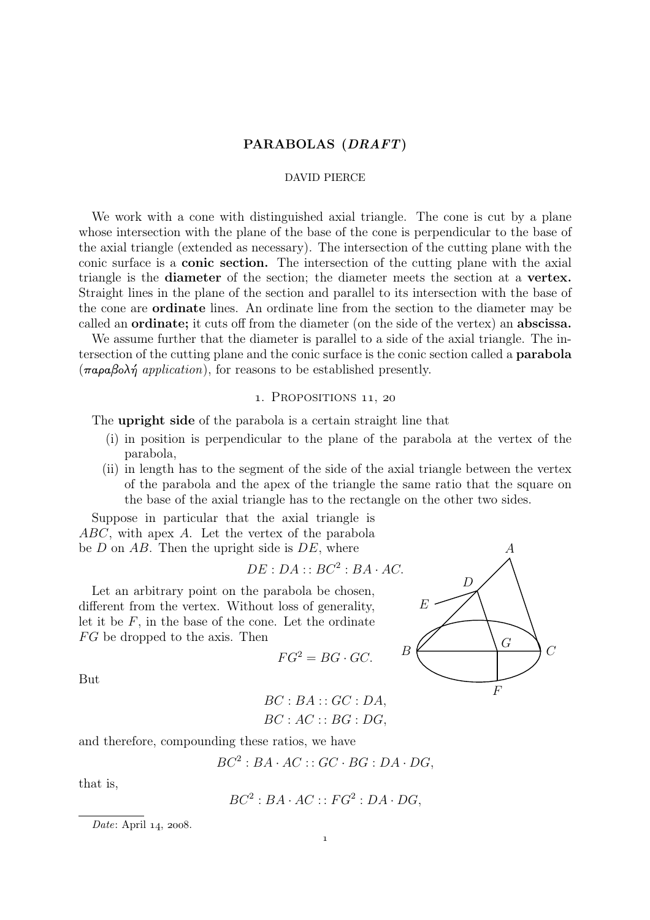# PARABOLAS (*DRAFT*)

DAVID PIERCE

We work with a cone with distinguished axial triangle. The cone is cut by a plane whose intersection with the plane of the base of the cone is perpendicular to the base of the axial triangle (extended as necessary). The intersection of the cutting plane with the conic surface is a **conic section.** The intersection of the cutting plane with the axial triangle is the **diameter** of the section; the diameter meets the section at a **vertex.** Straight lines in the plane of the section and parallel to its intersection with the base of the cone are **ordinate** lines. An ordinate line from the section to the diameter may be called an **ordinate;** it cuts off from the diameter (on the side of the vertex) an **abscissa.**

We assume further that the diameter is parallel to a side of the axial triangle. The intersection of the cutting plane and the conic surface is the conic section called a **parabola** (παραβολή *application*), for reasons to be established presently.

## 1. Propositions 11, 20

The **upright side** of the parabola is a certain straight line that

(i) in position is perpendicular to the plane of the parabola at the vertex of the parabola,
(ii) in length has to the segment of the side of the axial triangle between the vertex of the parabola and the apex of the triangle the same ratio that the square on the base of the axial triangle has to the rectangle on the other two sides.

Suppose in particular that the axial triangle is $ABC$, with apex $A$. Let the vertex of the parabola be $D$ on $AB$. Then the upright side is $DE$, where

$$DE : DA :: BC^2 : BA \cdot AC.$$

Let an arbitrary point on the parabola be chosen, different from the vertex. Without loss of generality, let it be $F$, in the base of the cone. Let the ordinate $FG$ be dropped to the axis. Then

$$FG^2 = BG \cdot GC.$$

But

$$BC : BA :: GC : DA,$$
$$BC : AC :: BG : DG,$$

and therefore, compounding these ratios, we have

$$BC^2 : BA \cdot AC :: GC \cdot BG : DA \cdot DG,$$

that is,

$$BC^2 : BA \cdot AC :: FG^2 : DA \cdot DG,$$

*Date*: April 14, 2008.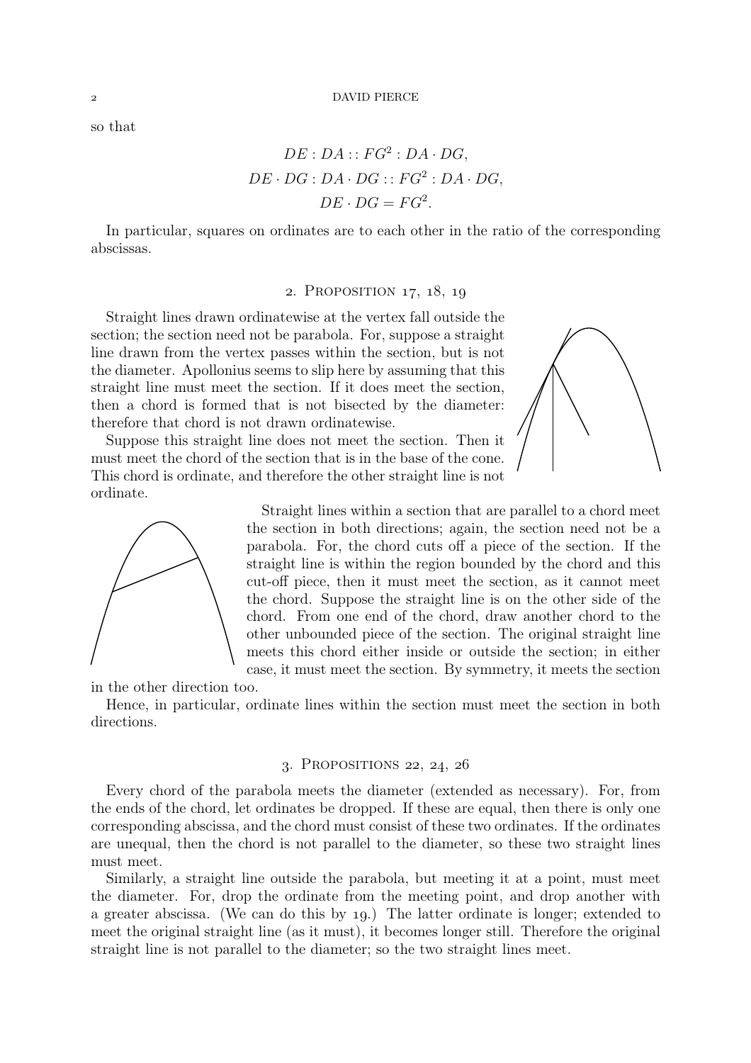so that

$$DE : DA :: FG^2 : DA \cdot DG,$$
$$DE \cdot DG : DA \cdot DG :: FG^2 : DA \cdot DG,$$
$$DE \cdot DG = FG^2.$$

In particular, squares on ordinates are to each other in the ratio of the corresponding abscissas.

## 2. Proposition 17, 18, 19

Straight lines drawn ordinatewise at the vertex fall outside the section; the section need not be parabola. For, suppose a straight line drawn from the vertex passes within the section, but is not the diameter. Apollonius seems to slip here by assuming that this straight line must meet the section. If it does meet the section, then a chord is formed that is not bisected by the diameter: therefore that chord is not drawn ordinatewise.

Suppose this straight line does not meet the section. Then it must meet the chord of the section that is in the base of the cone. This chord is ordinate, and therefore the other straight line is not ordinate.

Straight lines within a section that are parallel to a chord meet the section in both directions; again, the section need not be a parabola. For, the chord cuts off a piece of the section. If the straight line is within the region bounded by the chord and this cut-off piece, then it must meet the section, as it cannot meet the chord. Suppose the straight line is on the other side of the chord. From one end of the chord, draw another chord to the other unbounded piece of the section. The original straight line meets this chord either inside or outside the section; in either case, it must meet the section. By symmetry, it meets the section in the other direction too.

Hence, in particular, ordinate lines within the section must meet the section in both directions.

## 3. Propositions 22, 24, 26

Every chord of the parabola meets the diameter (extended as necessary). For, from the ends of the chord, let ordinates be dropped. If these are equal, then there is only one corresponding abscissa, and the chord must consist of these two ordinates. If the ordinates are unequal, then the chord is not parallel to the diameter, so these two straight lines must meet.

Similarly, a straight line outside the parabola, but meeting it at a point, must meet the diameter. For, drop the ordinate from the meeting point, and drop another with a greater abscissa. (We can do this by 19.) The latter ordinate is longer; extended to meet the original straight line (as it must), it becomes longer still. Therefore the original straight line is not parallel to the diameter; so the two straight lines meet.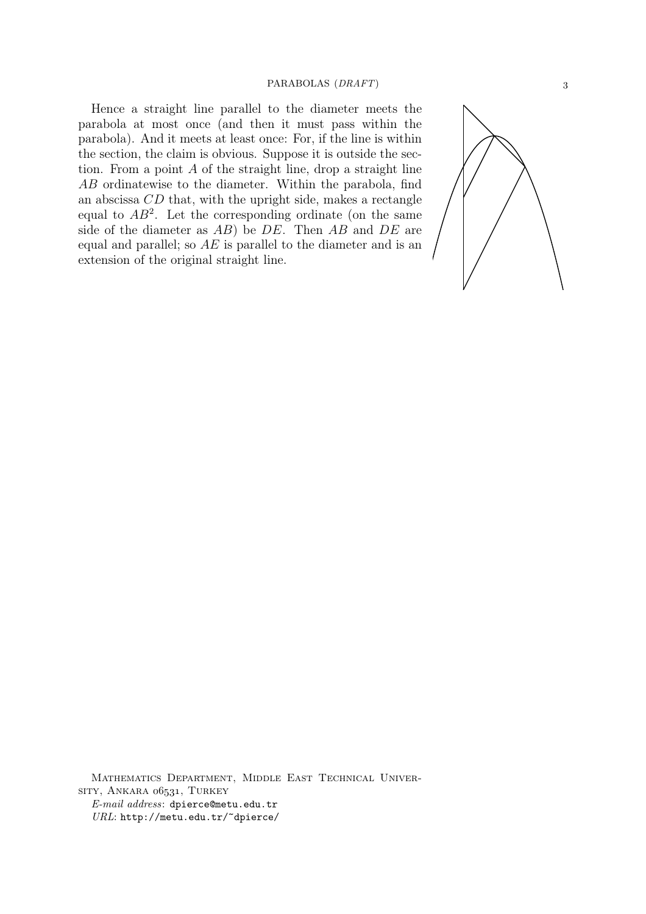Hence a straight line parallel to the diameter meets the parabola at most once (and then it must pass within the parabola). And it meets at least once: For, if the line is within the section, the claim is obvious. Suppose it is outside the section. From a point $A$ of the straight line, drop a straight line $AB$ ordinatewise to the diameter. Within the parabola, find an abscissa $CD$ that, with the upright side, makes a rectangle equal to $AB^2$. Let the corresponding ordinate (on the same side of the diameter as $AB$) be $DE$. Then $AB$ and $DE$ are equal and parallel; so $AE$ is parallel to the diameter and is an extension of the original straight line.

Mathematics Department, Middle East Technical University, Ankara 06531, Turkey

*E-mail address*: dpierce@metu.edu.tr

*URL*: http://metu.edu.tr/~dpierce/